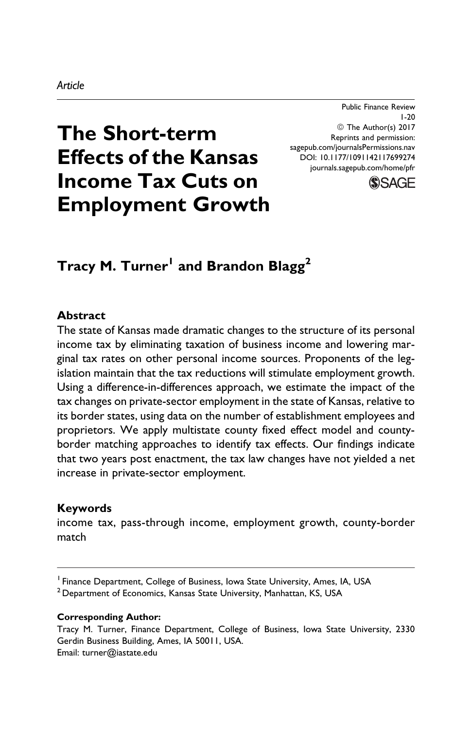*Article*

# The Short-term Effects of the Kansas Income Tax Cuts on Employment Growth

Public Finance Review
1-20
© The Author(s) 2017
Reprints and permission:
sagepub.com/journalsPermissions.nav
DOI: 10.1177/1091142117699274
journals.sagepub.com/home/pfr

**Tracy M. Turner[1] and Brandon Blagg[2]**

## Abstract

The state of Kansas made dramatic changes to the structure of its personal income tax by eliminating taxation of business income and lowering marginal tax rates on other personal income sources. Proponents of the legislation maintain that the tax reductions will stimulate employment growth. Using a difference-in-differences approach, we estimate the impact of the tax changes on private-sector employment in the state of Kansas, relative to its border states, using data on the number of establishment employees and proprietors. We apply multistate county fixed effect model and county-border matching approaches to identify tax effects. Our findings indicate that two years post enactment, the tax law changes have not yielded a net increase in private-sector employment.

## Keywords

income tax, pass-through income, employment growth, county-border match

---

[1] Finance Department, College of Business, Iowa State University, Ames, IA, USA
[2] Department of Economics, Kansas State University, Manhattan, KS, USA

**Corresponding Author:**
Tracy M. Turner, Finance Department, College of Business, Iowa State University, 2330 Gerdin Business Building, Ames, IA 50011, USA.
Email: turner@iastate.edu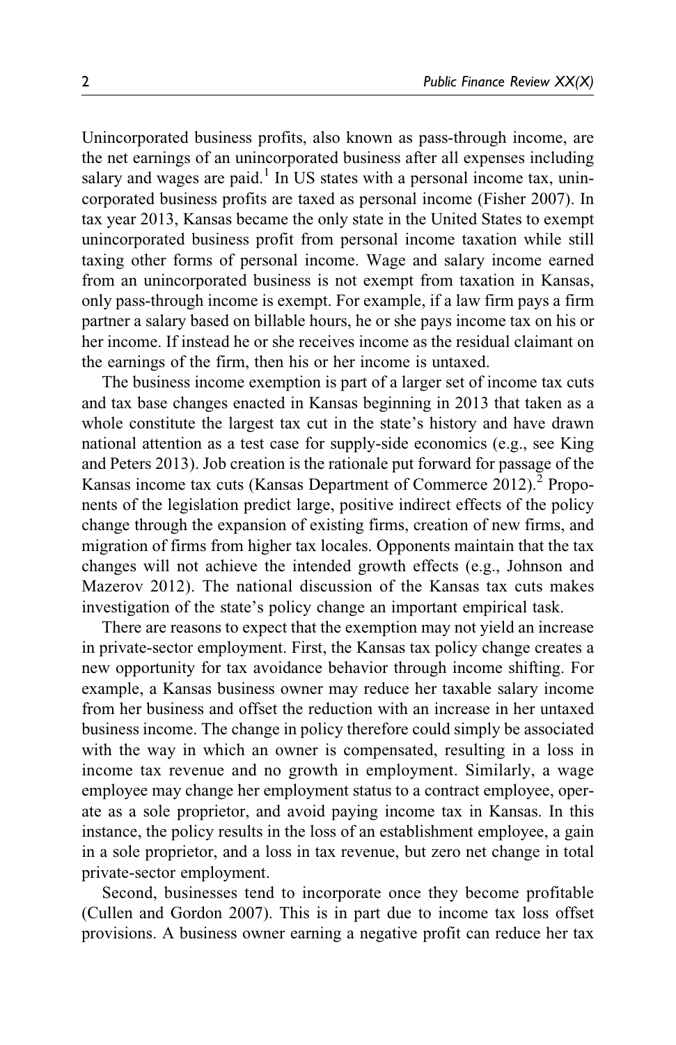Unincorporated business profits, also known as pass-through income, are the net earnings of an unincorporated business after all expenses including salary and wages are paid.[1] In US states with a personal income tax, unincorporated business profits are taxed as personal income (Fisher 2007). In tax year 2013, Kansas became the only state in the United States to exempt unincorporated business profit from personal income taxation while still taxing other forms of personal income. Wage and salary income earned from an unincorporated business is not exempt from taxation in Kansas, only pass-through income is exempt. For example, if a law firm pays a firm partner a salary based on billable hours, he or she pays income tax on his or her income. If instead he or she receives income as the residual claimant on the earnings of the firm, then his or her income is untaxed.

The business income exemption is part of a larger set of income tax cuts and tax base changes enacted in Kansas beginning in 2013 that taken as a whole constitute the largest tax cut in the state's history and have drawn national attention as a test case for supply-side economics (e.g., see King and Peters 2013). Job creation is the rationale put forward for passage of the Kansas income tax cuts (Kansas Department of Commerce 2012).[2] Proponents of the legislation predict large, positive indirect effects of the policy change through the expansion of existing firms, creation of new firms, and migration of firms from higher tax locales. Opponents maintain that the tax changes will not achieve the intended growth effects (e.g., Johnson and Mazerov 2012). The national discussion of the Kansas tax cuts makes investigation of the state's policy change an important empirical task.

There are reasons to expect that the exemption may not yield an increase in private-sector employment. First, the Kansas tax policy change creates a new opportunity for tax avoidance behavior through income shifting. For example, a Kansas business owner may reduce her taxable salary income from her business and offset the reduction with an increase in her untaxed business income. The change in policy therefore could simply be associated with the way in which an owner is compensated, resulting in a loss in income tax revenue and no growth in employment. Similarly, a wage employee may change her employment status to a contract employee, operate as a sole proprietor, and avoid paying income tax in Kansas. In this instance, the policy results in the loss of an establishment employee, a gain in a sole proprietor, and a loss in tax revenue, but zero net change in total private-sector employment.

Second, businesses tend to incorporate once they become profitable (Cullen and Gordon 2007). This is in part due to income tax loss offset provisions. A business owner earning a negative profit can reduce her tax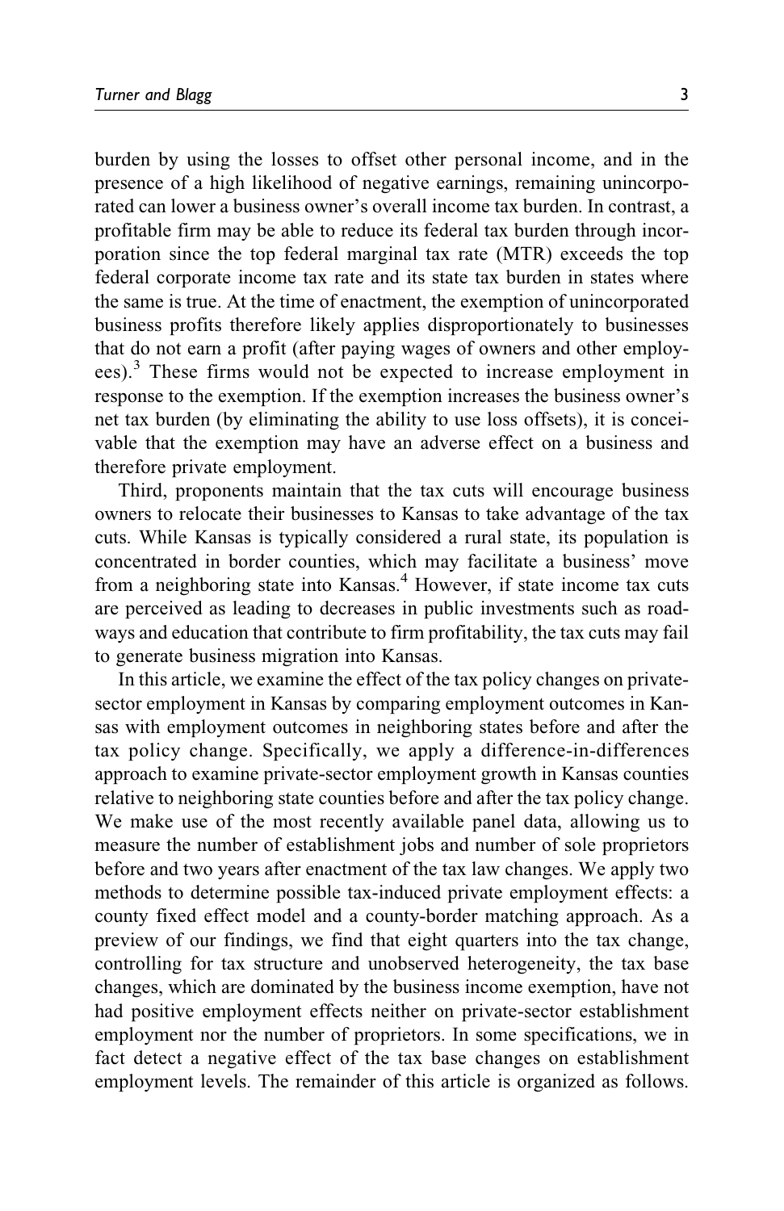burden by using the losses to offset other personal income, and in the presence of a high likelihood of negative earnings, remaining unincorporated can lower a business owner's overall income tax burden. In contrast, a profitable firm may be able to reduce its federal tax burden through incorporation since the top federal marginal tax rate (MTR) exceeds the top federal corporate income tax rate and its state tax burden in states where the same is true. At the time of enactment, the exemption of unincorporated business profits therefore likely applies disproportionately to businesses that do not earn a profit (after paying wages of owners and other employees).[3] These firms would not be expected to increase employment in response to the exemption. If the exemption increases the business owner's net tax burden (by eliminating the ability to use loss offsets), it is conceivable that the exemption may have an adverse effect on a business and therefore private employment.

Third, proponents maintain that the tax cuts will encourage business owners to relocate their businesses to Kansas to take advantage of the tax cuts. While Kansas is typically considered a rural state, its population is concentrated in border counties, which may facilitate a business' move from a neighboring state into Kansas.[4] However, if state income tax cuts are perceived as leading to decreases in public investments such as roadways and education that contribute to firm profitability, the tax cuts may fail to generate business migration into Kansas.

In this article, we examine the effect of the tax policy changes on private-sector employment in Kansas by comparing employment outcomes in Kansas with employment outcomes in neighboring states before and after the tax policy change. Specifically, we apply a difference-in-differences approach to examine private-sector employment growth in Kansas counties relative to neighboring state counties before and after the tax policy change. We make use of the most recently available panel data, allowing us to measure the number of establishment jobs and number of sole proprietors before and two years after enactment of the tax law changes. We apply two methods to determine possible tax-induced private employment effects: a county fixed effect model and a county-border matching approach. As a preview of our findings, we find that eight quarters into the tax change, controlling for tax structure and unobserved heterogeneity, the tax base changes, which are dominated by the business income exemption, have not had positive employment effects neither on private-sector establishment employment nor the number of proprietors. In some specifications, we in fact detect a negative effect of the tax base changes on establishment employment levels. The remainder of this article is organized as follows.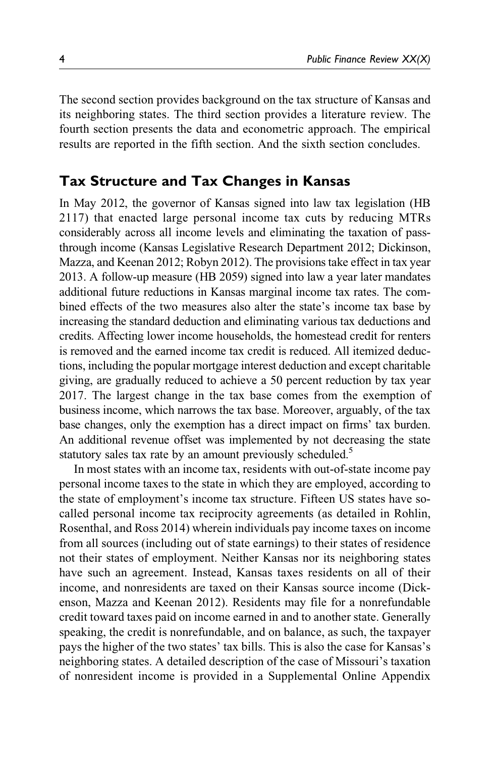The second section provides background on the tax structure of Kansas and its neighboring states. The third section provides a literature review. The fourth section presents the data and econometric approach. The empirical results are reported in the fifth section. And the sixth section concludes.

## Tax Structure and Tax Changes in Kansas

In May 2012, the governor of Kansas signed into law tax legislation (HB 2117) that enacted large personal income tax cuts by reducing MTRs considerably across all income levels and eliminating the taxation of pass-through income (Kansas Legislative Research Department 2012; Dickinson, Mazza, and Keenan 2012; Robyn 2012). The provisions take effect in tax year 2013. A follow-up measure (HB 2059) signed into law a year later mandates additional future reductions in Kansas marginal income tax rates. The combined effects of the two measures also alter the state's income tax base by increasing the standard deduction and eliminating various tax deductions and credits. Affecting lower income households, the homestead credit for renters is removed and the earned income tax credit is reduced. All itemized deductions, including the popular mortgage interest deduction and except charitable giving, are gradually reduced to achieve a 50 percent reduction by tax year 2017. The largest change in the tax base comes from the exemption of business income, which narrows the tax base. Moreover, arguably, of the tax base changes, only the exemption has a direct impact on firms' tax burden. An additional revenue offset was implemented by not decreasing the state statutory sales tax rate by an amount previously scheduled.[5]

In most states with an income tax, residents with out-of-state income pay personal income taxes to the state in which they are employed, according to the state of employment's income tax structure. Fifteen US states have so-called personal income tax reciprocity agreements (as detailed in Rohlin, Rosenthal, and Ross 2014) wherein individuals pay income taxes on income from all sources (including out of state earnings) to their states of residence not their states of employment. Neither Kansas nor its neighboring states have such an agreement. Instead, Kansas taxes residents on all of their income, and nonresidents are taxed on their Kansas source income (Dickenson, Mazza and Keenan 2012). Residents may file for a nonrefundable credit toward taxes paid on income earned in and to another state. Generally speaking, the credit is nonrefundable, and on balance, as such, the taxpayer pays the higher of the two states' tax bills. This is also the case for Kansas's neighboring states. A detailed description of the case of Missouri's taxation of nonresident income is provided in a Supplemental Online Appendix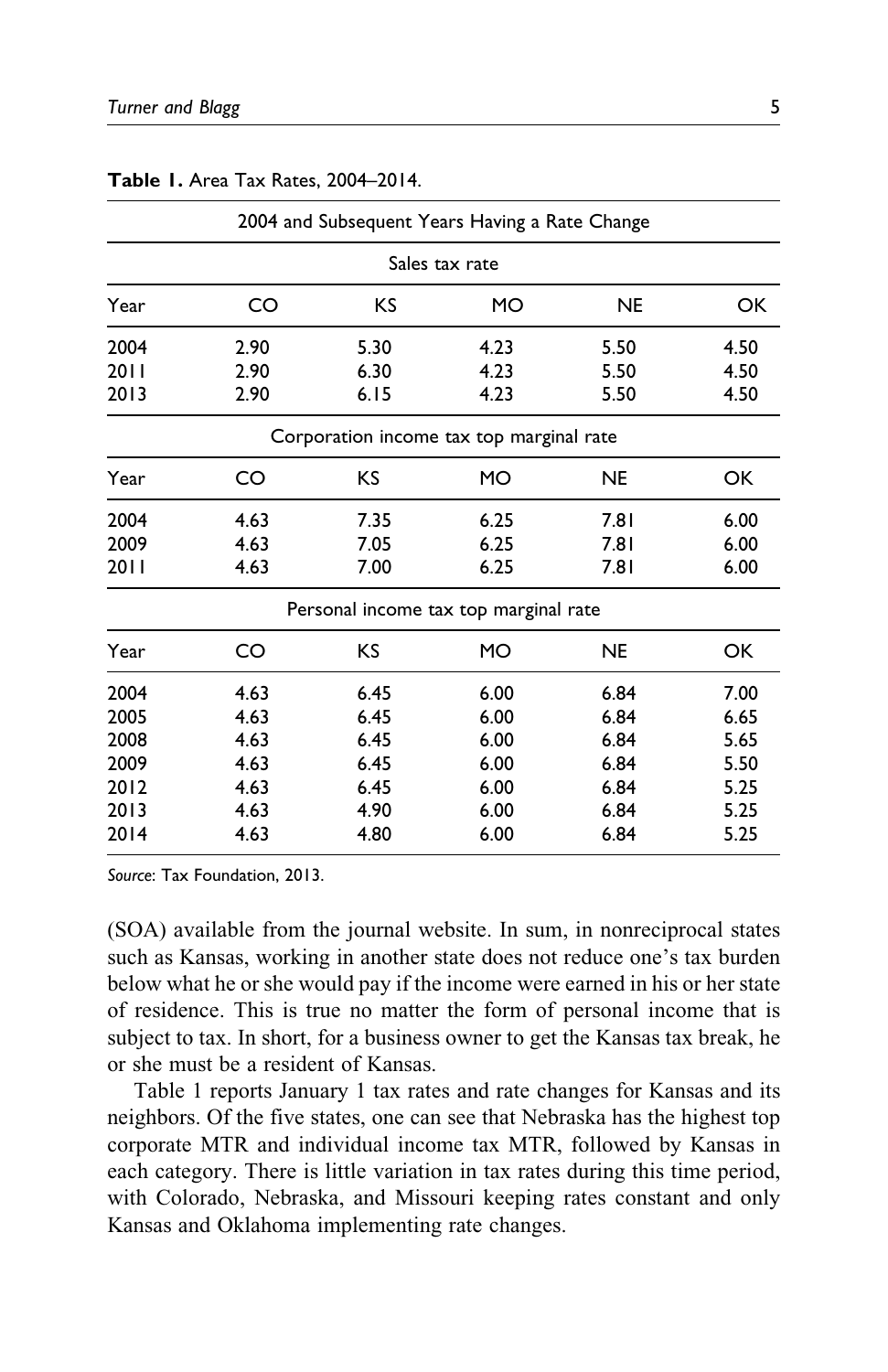**Table 1.** Area Tax Rates, 2004–2014.

| 2004 and Subsequent Years Having a Rate Change | | | | | |
|---|---|---|---|---|---|
| **Sales tax rate** | | | | | |
| Year | CO | KS | MO | NE | OK |
| 2004 | 2.90 | 5.30 | 4.23 | 5.50 | 4.50 |
| 2011 | 2.90 | 6.30 | 4.23 | 5.50 | 4.50 |
| 2013 | 2.90 | 6.15 | 4.23 | 5.50 | 4.50 |
| **Corporation income tax top marginal rate** | | | | | |
| Year | CO | KS | MO | NE | OK |
| 2004 | 4.63 | 7.35 | 6.25 | 7.81 | 6.00 |
| 2009 | 4.63 | 7.05 | 6.25 | 7.81 | 6.00 |
| 2011 | 4.63 | 7.00 | 6.25 | 7.81 | 6.00 |
| **Personal income tax top marginal rate** | | | | | |
| Year | CO | KS | MO | NE | OK |
| 2004 | 4.63 | 6.45 | 6.00 | 6.84 | 7.00 |
| 2005 | 4.63 | 6.45 | 6.00 | 6.84 | 6.65 |
| 2008 | 4.63 | 6.45 | 6.00 | 6.84 | 5.65 |
| 2009 | 4.63 | 6.45 | 6.00 | 6.84 | 5.50 |
| 2012 | 4.63 | 6.45 | 6.00 | 6.84 | 5.25 |
| 2013 | 4.63 | 4.90 | 6.00 | 6.84 | 5.25 |
| 2014 | 4.63 | 4.80 | 6.00 | 6.84 | 5.25 |

*Source*: Tax Foundation, 2013.

(SOA) available from the journal website. In sum, in nonreciprocal states such as Kansas, working in another state does not reduce one's tax burden below what he or she would pay if the income were earned in his or her state of residence. This is true no matter the form of personal income that is subject to tax. In short, for a business owner to get the Kansas tax break, he or she must be a resident of Kansas.

Table 1 reports January 1 tax rates and rate changes for Kansas and its neighbors. Of the five states, one can see that Nebraska has the highest top corporate MTR and individual income tax MTR, followed by Kansas in each category. There is little variation in tax rates during this time period, with Colorado, Nebraska, and Missouri keeping rates constant and only Kansas and Oklahoma implementing rate changes.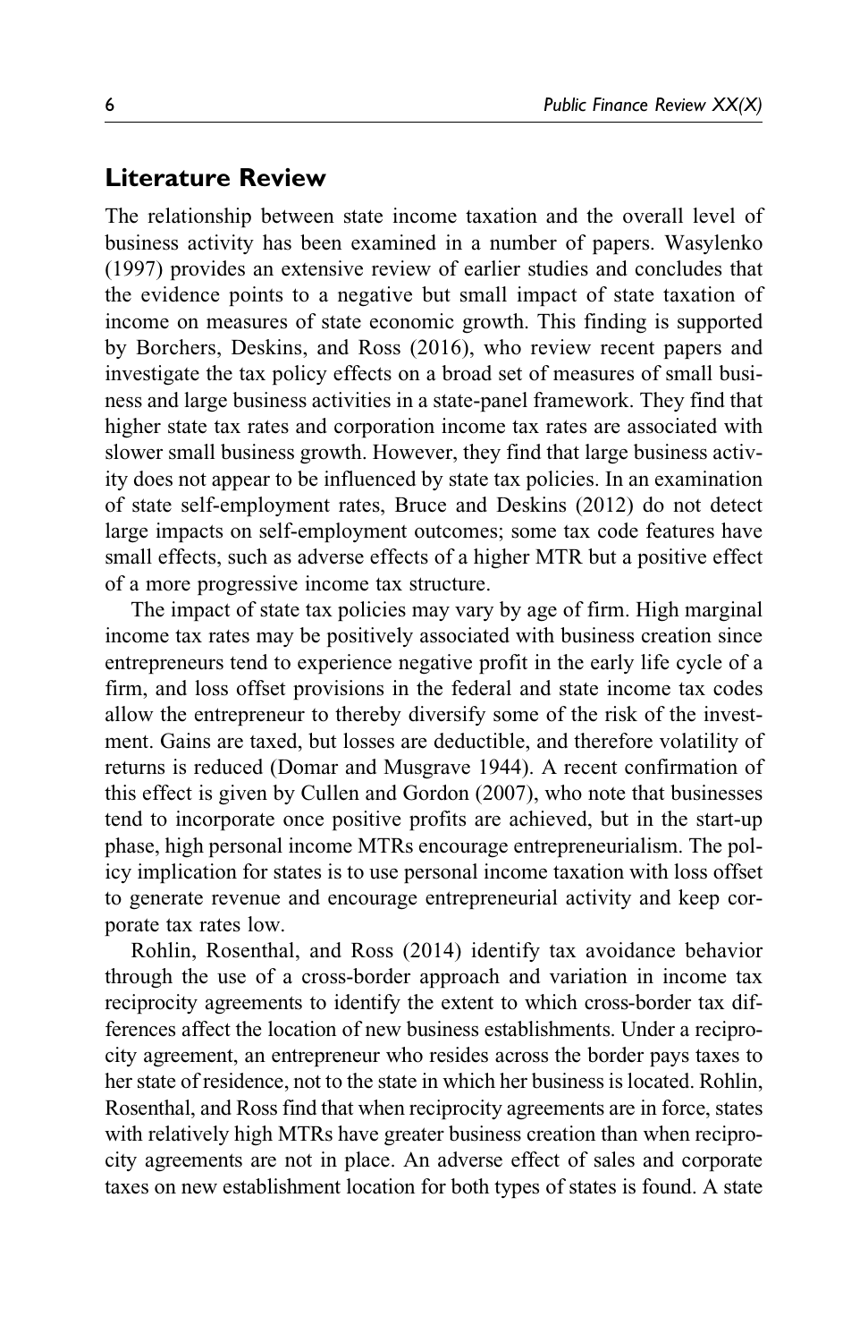## Literature Review

The relationship between state income taxation and the overall level of business activity has been examined in a number of papers. Wasylenko (1997) provides an extensive review of earlier studies and concludes that the evidence points to a negative but small impact of state taxation of income on measures of state economic growth. This finding is supported by Borchers, Deskins, and Ross (2016), who review recent papers and investigate the tax policy effects on a broad set of measures of small business and large business activities in a state-panel framework. They find that higher state tax rates and corporation income tax rates are associated with slower small business growth. However, they find that large business activity does not appear to be influenced by state tax policies. In an examination of state self-employment rates, Bruce and Deskins (2012) do not detect large impacts on self-employment outcomes; some tax code features have small effects, such as adverse effects of a higher MTR but a positive effect of a more progressive income tax structure.

The impact of state tax policies may vary by age of firm. High marginal income tax rates may be positively associated with business creation since entrepreneurs tend to experience negative profit in the early life cycle of a firm, and loss offset provisions in the federal and state income tax codes allow the entrepreneur to thereby diversify some of the risk of the investment. Gains are taxed, but losses are deductible, and therefore volatility of returns is reduced (Domar and Musgrave 1944). A recent confirmation of this effect is given by Cullen and Gordon (2007), who note that businesses tend to incorporate once positive profits are achieved, but in the start-up phase, high personal income MTRs encourage entrepreneurialism. The policy implication for states is to use personal income taxation with loss offset to generate revenue and encourage entrepreneurial activity and keep corporate tax rates low.

Rohlin, Rosenthal, and Ross (2014) identify tax avoidance behavior through the use of a cross-border approach and variation in income tax reciprocity agreements to identify the extent to which cross-border tax differences affect the location of new business establishments. Under a reciprocity agreement, an entrepreneur who resides across the border pays taxes to her state of residence, not to the state in which her business is located. Rohlin, Rosenthal, and Ross find that when reciprocity agreements are in force, states with relatively high MTRs have greater business creation than when reciprocity agreements are not in place. An adverse effect of sales and corporate taxes on new establishment location for both types of states is found. A state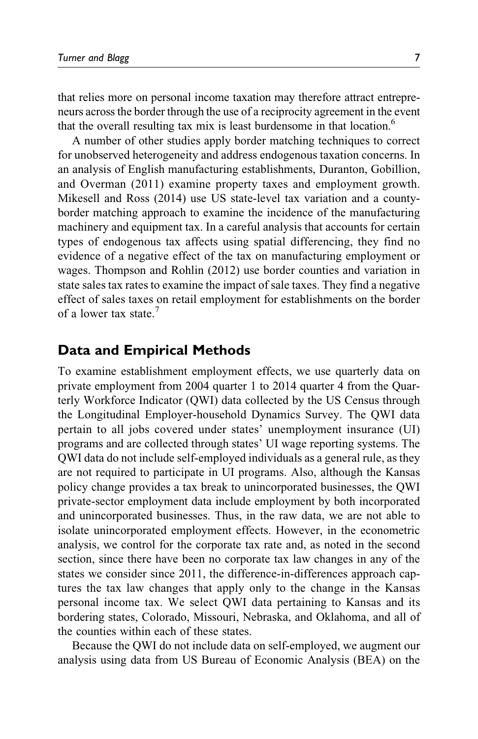that relies more on personal income taxation may therefore attract entrepreneurs across the border through the use of a reciprocity agreement in the event that the overall resulting tax mix is least burdensome in that location.[6]

A number of other studies apply border matching techniques to correct for unobserved heterogeneity and address endogenous taxation concerns. In an analysis of English manufacturing establishments, Duranton, Gobillion, and Overman (2011) examine property taxes and employment growth. Mikesell and Ross (2014) use US state-level tax variation and a county-border matching approach to examine the incidence of the manufacturing machinery and equipment tax. In a careful analysis that accounts for certain types of endogenous tax affects using spatial differencing, they find no evidence of a negative effect of the tax on manufacturing employment or wages. Thompson and Rohlin (2012) use border counties and variation in state sales tax rates to examine the impact of sale taxes. They find a negative effect of sales taxes on retail employment for establishments on the border of a lower tax state.[7]

## Data and Empirical Methods

To examine establishment employment effects, we use quarterly data on private employment from 2004 quarter 1 to 2014 quarter 4 from the Quarterly Workforce Indicator (QWI) data collected by the US Census through the Longitudinal Employer-household Dynamics Survey. The QWI data pertain to all jobs covered under states' unemployment insurance (UI) programs and are collected through states' UI wage reporting systems. The QWI data do not include self-employed individuals as a general rule, as they are not required to participate in UI programs. Also, although the Kansas policy change provides a tax break to unincorporated businesses, the QWI private-sector employment data include employment by both incorporated and unincorporated businesses. Thus, in the raw data, we are not able to isolate unincorporated employment effects. However, in the econometric analysis, we control for the corporate tax rate and, as noted in the second section, since there have been no corporate tax law changes in any of the states we consider since 2011, the difference-in-differences approach captures the tax law changes that apply only to the change in the Kansas personal income tax. We select QWI data pertaining to Kansas and its bordering states, Colorado, Missouri, Nebraska, and Oklahoma, and all of the counties within each of these states.

Because the QWI do not include data on self-employed, we augment our analysis using data from US Bureau of Economic Analysis (BEA) on the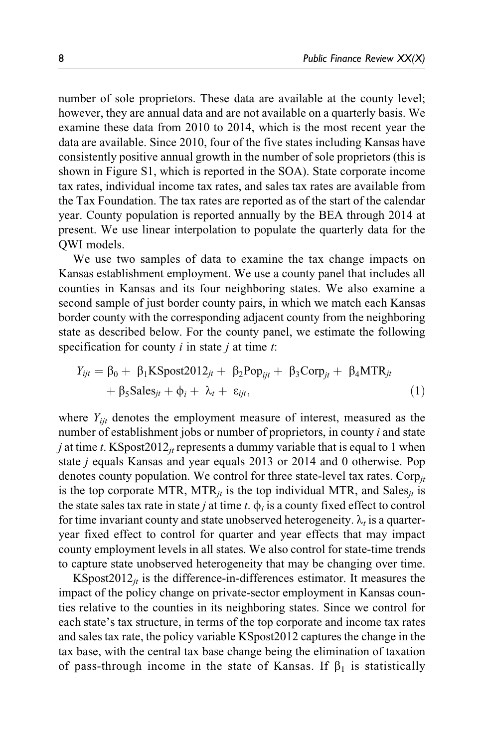number of sole proprietors. These data are available at the county level; however, they are annual data and are not available on a quarterly basis. We examine these data from 2010 to 2014, which is the most recent year the data are available. Since 2010, four of the five states including Kansas have consistently positive annual growth in the number of sole proprietors (this is shown in Figure S1, which is reported in the SOA). State corporate income tax rates, individual income tax rates, and sales tax rates are available from the Tax Foundation. The tax rates are reported as of the start of the calendar year. County population is reported annually by the BEA through 2014 at present. We use linear interpolation to populate the quarterly data for the QWI models.

We use two samples of data to examine the tax change impacts on Kansas establishment employment. We use a county panel that includes all counties in Kansas and its four neighboring states. We also examine a second sample of just border county pairs, in which we match each Kansas border county with the corresponding adjacent county from the neighboring state as described below. For the county panel, we estimate the following specification for county $i$ in state $j$ at time $t$:

$$Y_{ijt} = \beta_0 + \beta_1 \text{KSpost2012}_{jt} + \beta_2 \text{Pop}_{ijt} + \beta_3 \text{Corp}_{jt} + \beta_4 \text{MTR}_{jt} + \beta_5 \text{Sales}_{jt} + \phi_i + \lambda_t + \varepsilon_{ijt}, \tag{1}$$

where $Y_{ijt}$ denotes the employment measure of interest, measured as the number of establishment jobs or number of proprietors, in county $i$ and state $j$ at time $t$. $\text{KSpost2012}_{jt}$ represents a dummy variable that is equal to 1 when state $j$ equals Kansas and year equals 2013 or 2014 and 0 otherwise. Pop denotes county population. We control for three state-level tax rates. $\text{Corp}_{jt}$ is the top corporate MTR, $\text{MTR}_{jt}$ is the top individual MTR, and $\text{Sales}_{jt}$ is the state sales tax rate in state $j$ at time $t$. $\phi_i$ is a county fixed effect to control for time invariant county and state unobserved heterogeneity. $\lambda_t$ is a quarter-year fixed effect to control for quarter and year effects that may impact county employment levels in all states. We also control for state-time trends to capture state unobserved heterogeneity that may be changing over time.

$\text{KSpost2012}_{jt}$ is the difference-in-differences estimator. It measures the impact of the policy change on private-sector employment in Kansas counties relative to the counties in its neighboring states. Since we control for each state's tax structure, in terms of the top corporate and income tax rates and sales tax rate, the policy variable KSpost2012 captures the change in the tax base, with the central tax base change being the elimination of taxation of pass-through income in the state of Kansas. If $\beta_1$ is statistically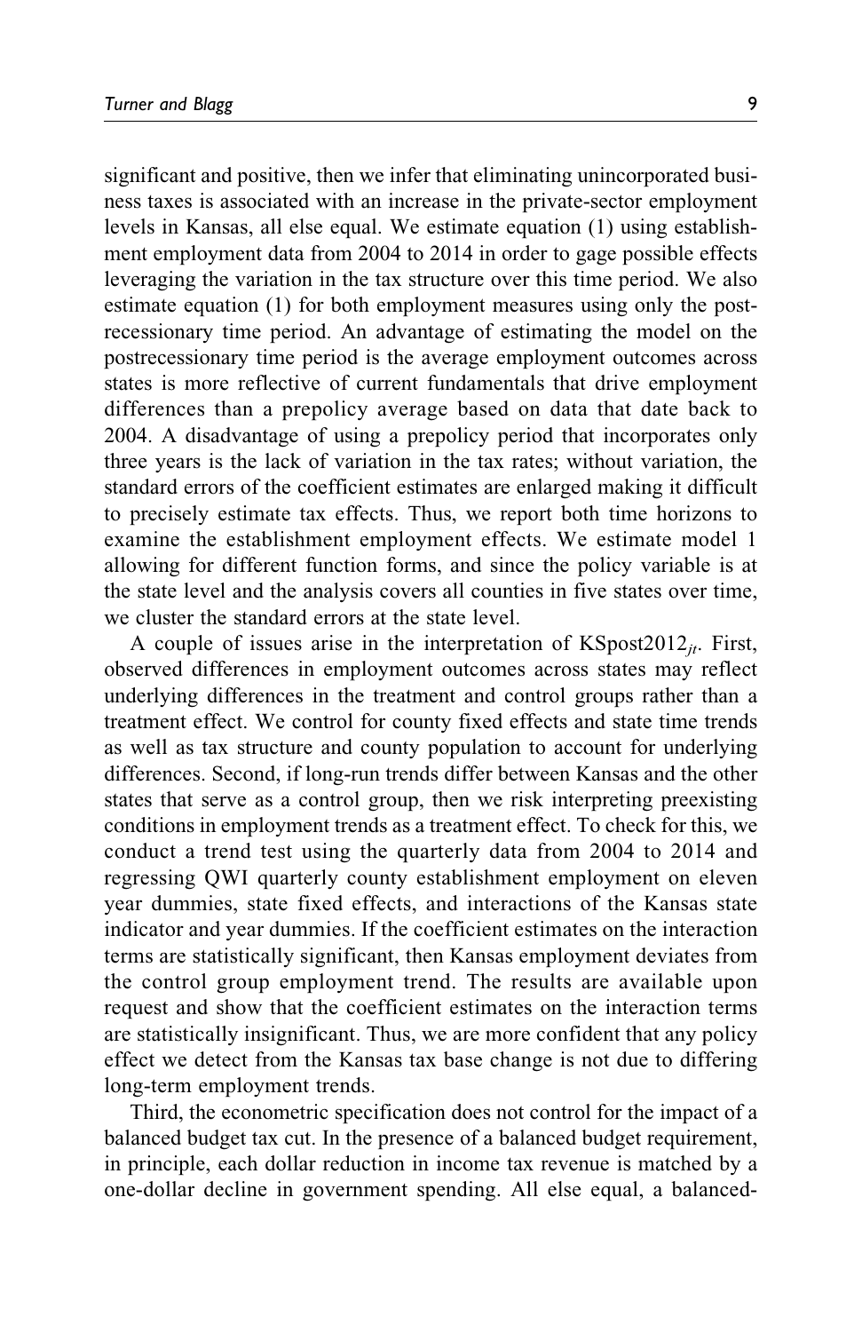significant and positive, then we infer that eliminating unincorporated business taxes is associated with an increase in the private-sector employment levels in Kansas, all else equal. We estimate equation (1) using establishment employment data from 2004 to 2014 in order to gage possible effects leveraging the variation in the tax structure over this time period. We also estimate equation (1) for both employment measures using only the post-recessionary time period. An advantage of estimating the model on the postrecessionary time period is the average employment outcomes across states is more reflective of current fundamentals that drive employment differences than a prepolicy average based on data that date back to 2004. A disadvantage of using a prepolicy period that incorporates only three years is the lack of variation in the tax rates; without variation, the standard errors of the coefficient estimates are enlarged making it difficult to precisely estimate tax effects. Thus, we report both time horizons to examine the establishment employment effects. We estimate model 1 allowing for different function forms, and since the policy variable is at the state level and the analysis covers all counties in five states over time, we cluster the standard errors at the state level.

A couple of issues arise in the interpretation of $\text{KSpost2012}_{jt}$. First, observed differences in employment outcomes across states may reflect underlying differences in the treatment and control groups rather than a treatment effect. We control for county fixed effects and state time trends as well as tax structure and county population to account for underlying differences. Second, if long-run trends differ between Kansas and the other states that serve as a control group, then we risk interpreting preexisting conditions in employment trends as a treatment effect. To check for this, we conduct a trend test using the quarterly data from 2004 to 2014 and regressing QWI quarterly county establishment employment on eleven year dummies, state fixed effects, and interactions of the Kansas state indicator and year dummies. If the coefficient estimates on the interaction terms are statistically significant, then Kansas employment deviates from the control group employment trend. The results are available upon request and show that the coefficient estimates on the interaction terms are statistically insignificant. Thus, we are more confident that any policy effect we detect from the Kansas tax base change is not due to differing long-term employment trends.

Third, the econometric specification does not control for the impact of a balanced budget tax cut. In the presence of a balanced budget requirement, in principle, each dollar reduction in income tax revenue is matched by a one-dollar decline in government spending. All else equal, a balanced-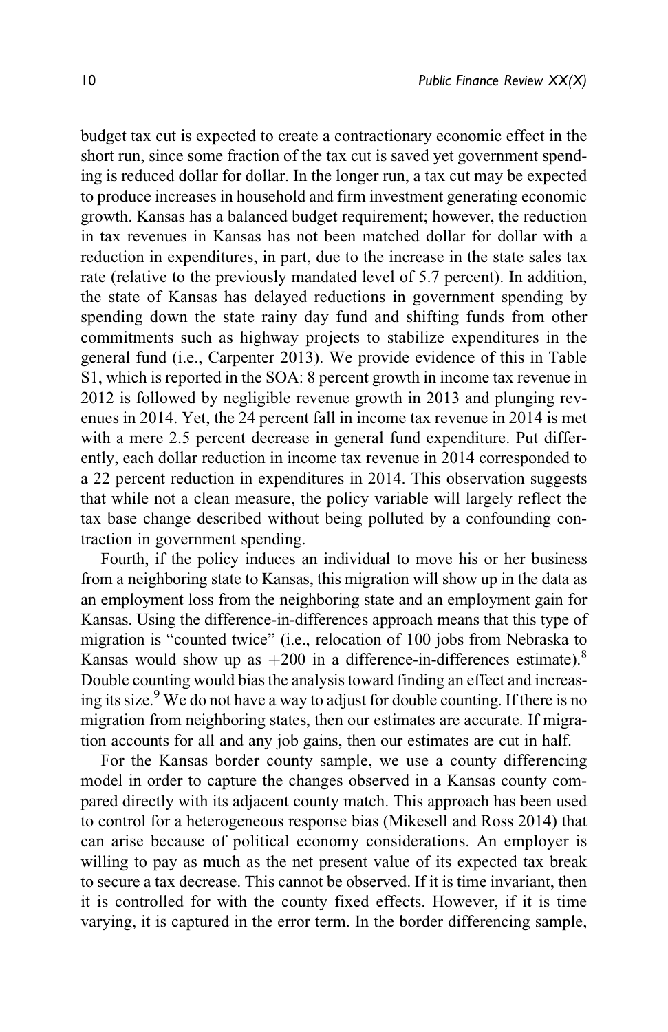budget tax cut is expected to create a contractionary economic effect in the short run, since some fraction of the tax cut is saved yet government spending is reduced dollar for dollar. In the longer run, a tax cut may be expected to produce increases in household and firm investment generating economic growth. Kansas has a balanced budget requirement; however, the reduction in tax revenues in Kansas has not been matched dollar for dollar with a reduction in expenditures, in part, due to the increase in the state sales tax rate (relative to the previously mandated level of 5.7 percent). In addition, the state of Kansas has delayed reductions in government spending by spending down the state rainy day fund and shifting funds from other commitments such as highway projects to stabilize expenditures in the general fund (i.e., Carpenter 2013). We provide evidence of this in Table S1, which is reported in the SOA: 8 percent growth in income tax revenue in 2012 is followed by negligible revenue growth in 2013 and plunging revenues in 2014. Yet, the 24 percent fall in income tax revenue in 2014 is met with a mere 2.5 percent decrease in general fund expenditure. Put differently, each dollar reduction in income tax revenue in 2014 corresponded to a 22 percent reduction in expenditures in 2014. This observation suggests that while not a clean measure, the policy variable will largely reflect the tax base change described without being polluted by a confounding contraction in government spending.

Fourth, if the policy induces an individual to move his or her business from a neighboring state to Kansas, this migration will show up in the data as an employment loss from the neighboring state and an employment gain for Kansas. Using the difference-in-differences approach means that this type of migration is "counted twice" (i.e., relocation of 100 jobs from Nebraska to Kansas would show up as +200 in a difference-in-differences estimate).[8] Double counting would bias the analysis toward finding an effect and increasing its size.[9] We do not have a way to adjust for double counting. If there is no migration from neighboring states, then our estimates are accurate. If migration accounts for all and any job gains, then our estimates are cut in half.

For the Kansas border county sample, we use a county differencing model in order to capture the changes observed in a Kansas county compared directly with its adjacent county match. This approach has been used to control for a heterogeneous response bias (Mikesell and Ross 2014) that can arise because of political economy considerations. An employer is willing to pay as much as the net present value of its expected tax break to secure a tax decrease. This cannot be observed. If it is time invariant, then it is controlled for with the county fixed effects. However, if it is time varying, it is captured in the error term. In the border differencing sample,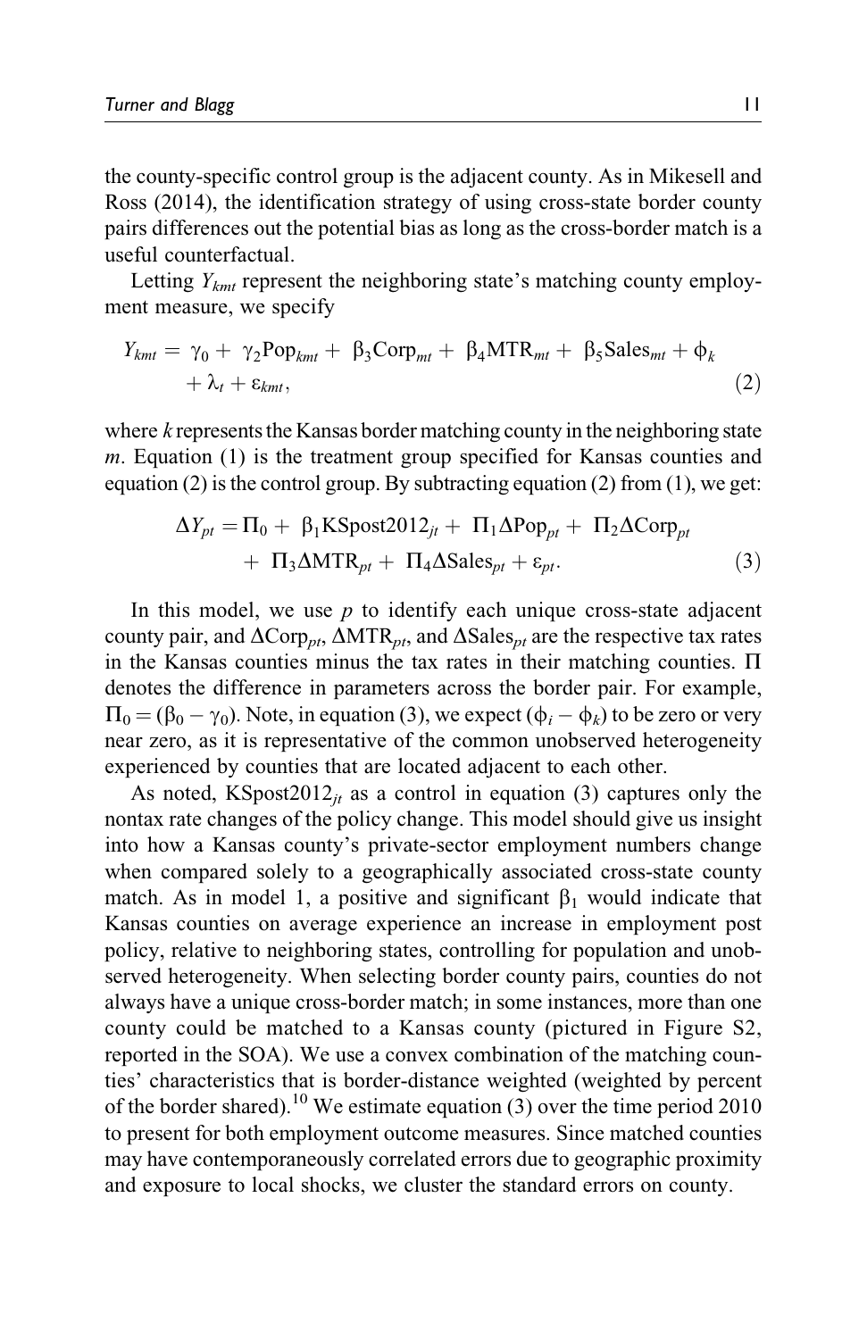the county-specific control group is the adjacent county. As in Mikesell and Ross (2014), the identification strategy of using cross-state border county pairs differences out the potential bias as long as the cross-border match is a useful counterfactual.

Letting $Y_{kmt}$ represent the neighboring state's matching county employment measure, we specify

$$Y_{kmt} = \gamma_0 + \gamma_2 \mathrm{Pop}_{kmt} + \beta_3 \mathrm{Corp}_{mt} + \beta_4 \mathrm{MTR}_{mt} + \beta_5 \mathrm{Sales}_{mt} + \phi_k + \lambda_t + \varepsilon_{kmt}, \tag{2}$$

where $k$ represents the Kansas border matching county in the neighboring state $m$. Equation (1) is the treatment group specified for Kansas counties and equation (2) is the control group. By subtracting equation (2) from (1), we get:

$$\Delta Y_{pt} = \Pi_0 + \beta_1 \mathrm{KSpost2012}_{jt} + \Pi_1 \Delta \mathrm{Pop}_{pt} + \Pi_2 \Delta \mathrm{Corp}_{pt} + \Pi_3 \Delta \mathrm{MTR}_{pt} + \Pi_4 \Delta \mathrm{Sales}_{pt} + \varepsilon_{pt}. \tag{3}$$

In this model, we use $p$ to identify each unique cross-state adjacent county pair, and $\Delta \mathrm{Corp}_{pt}$, $\Delta \mathrm{MTR}_{pt}$, and $\Delta \mathrm{Sales}_{pt}$ are the respective tax rates in the Kansas counties minus the tax rates in their matching counties. $\Pi$ denotes the difference in parameters across the border pair. For example, $\Pi_0 = (\beta_0 - \gamma_0)$. Note, in equation (3), we expect $(\phi_i - \phi_k)$ to be zero or very near zero, as it is representative of the common unobserved heterogeneity experienced by counties that are located adjacent to each other.

As noted, $\mathrm{KSpost2012}_{jt}$ as a control in equation (3) captures only the nontax rate changes of the policy change. This model should give us insight into how a Kansas county's private-sector employment numbers change when compared solely to a geographically associated cross-state county match. As in model 1, a positive and significant $\beta_1$ would indicate that Kansas counties on average experience an increase in employment post policy, relative to neighboring states, controlling for population and unobserved heterogeneity. When selecting border county pairs, counties do not always have a unique cross-border match; in some instances, more than one county could be matched to a Kansas county (pictured in Figure S2, reported in the SOA). We use a convex combination of the matching counties' characteristics that is border-distance weighted (weighted by percent of the border shared).[10] We estimate equation (3) over the time period 2010 to present for both employment outcome measures. Since matched counties may have contemporaneously correlated errors due to geographic proximity and exposure to local shocks, we cluster the standard errors on county.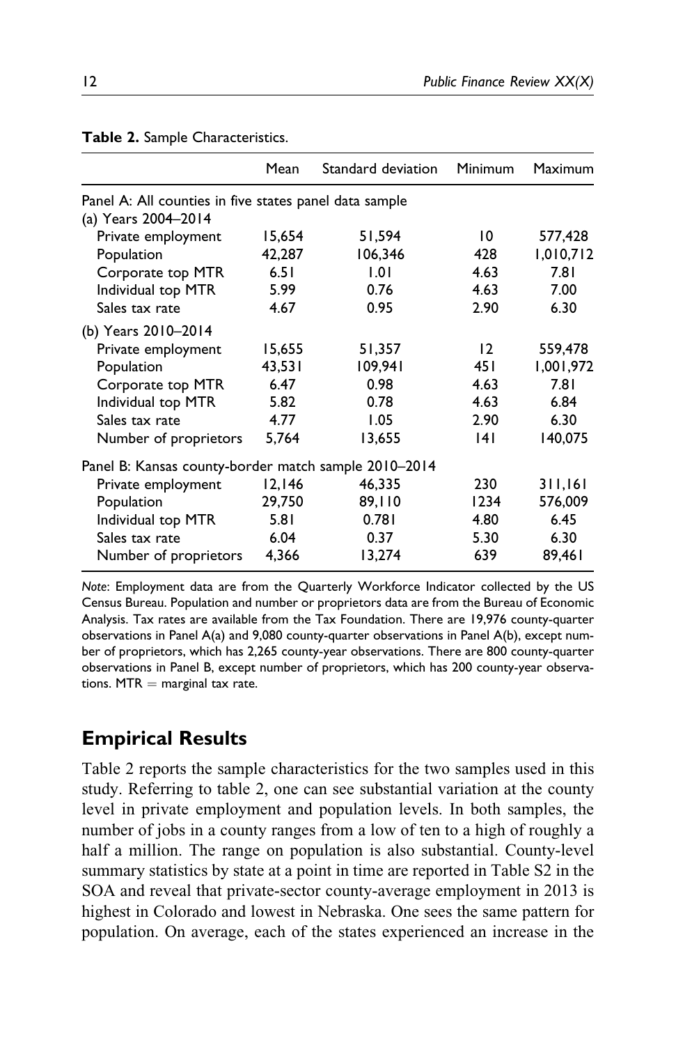**Table 2.** Sample Characteristics.

| | Mean | Standard deviation | Minimum | Maximum |
|---|---|---|---|---|
| Panel A: All counties in five states panel data sample | | | | |
| (a) Years 2004–2014 | | | | |
| Private employment | 15,654 | 51,594 | 10 | 577,428 |
| Population | 42,287 | 106,346 | 428 | 1,010,712 |
| Corporate top MTR | 6.51 | 1.01 | 4.63 | 7.81 |
| Individual top MTR | 5.99 | 0.76 | 4.63 | 7.00 |
| Sales tax rate | 4.67 | 0.95 | 2.90 | 6.30 |
| (b) Years 2010–2014 | | | | |
| Private employment | 15,655 | 51,357 | 12 | 559,478 |
| Population | 43,531 | 109,941 | 451 | 1,001,972 |
| Corporate top MTR | 6.47 | 0.98 | 4.63 | 7.81 |
| Individual top MTR | 5.82 | 0.78 | 4.63 | 6.84 |
| Sales tax rate | 4.77 | 1.05 | 2.90 | 6.30 |
| Number of proprietors | 5,764 | 13,655 | 141 | 140,075 |
| Panel B: Kansas county-border match sample 2010–2014 | | | | |
| Private employment | 12,146 | 46,335 | 230 | 311,161 |
| Population | 29,750 | 89,110 | 1234 | 576,009 |
| Individual top MTR | 5.81 | 0.781 | 4.80 | 6.45 |
| Sales tax rate | 6.04 | 0.37 | 5.30 | 6.30 |
| Number of proprietors | 4,366 | 13,274 | 639 | 89,461 |

*Note*: Employment data are from the Quarterly Workforce Indicator collected by the US Census Bureau. Population and number or proprietors data are from the Bureau of Economic Analysis. Tax rates are available from the Tax Foundation. There are 19,976 county-quarter observations in Panel A(a) and 9,080 county-quarter observations in Panel A(b), except number of proprietors, which has 2,265 county-year observations. There are 800 county-quarter observations in Panel B, except number of proprietors, which has 200 county-year observations. MTR = marginal tax rate.

## Empirical Results

Table 2 reports the sample characteristics for the two samples used in this study. Referring to table 2, one can see substantial variation at the county level in private employment and population levels. In both samples, the number of jobs in a county ranges from a low of ten to a high of roughly a half a million. The range on population is also substantial. County-level summary statistics by state at a point in time are reported in Table S2 in the SOA and reveal that private-sector county-average employment in 2013 is highest in Colorado and lowest in Nebraska. One sees the same pattern for population. On average, each of the states experienced an increase in the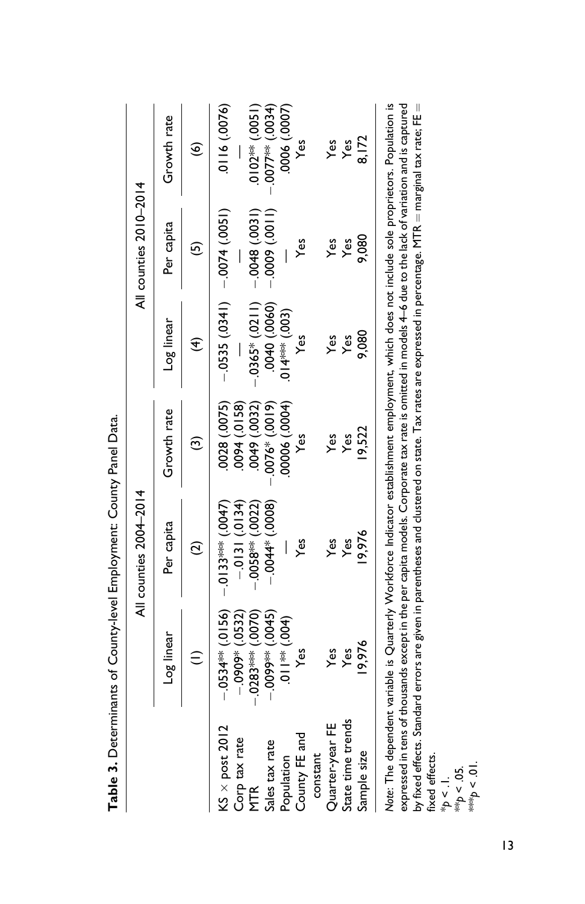**Table 3.** Determinants of County-level Employment: County Panel Data.

| | All counties 2004–2014 | | | All counties 2010–2014 | | |
|---|---|---|---|---|---|---|
| | Log linear | Per capita | Growth rate | Log linear | Per capita | Growth rate |
| | (1) | (2) | (3) | (4) | (5) | (6) |
| KS × post 2012 | −.0534** (.0156) | −.0133*** (.0047) | .0028 (.0075) | −.0535 (.0341) | −.0074 (.0051) | .0116 (.0076) |
| Corp tax rate | −.0909* (.0532) | −.0131 (.0134) | .0094 (.0158) | — | — | — |
| MTR | −.0283*** (.0070) | −.0058** (.0022) | .0049 (.0032) | −.0365* (.0211) | −.0048 (.0031) | .0102** (.0051) |
| Sales tax rate | −.0099** (.0045) | −.0044* (.0008) | −.0076* (.0019) | .0040 (.0060) | −.0009 (.0011) | −.0077** (.0034) |
| Population | .011** (.004) | — | .00006 (.0004) | .014*** (.003) | — | .0006 (.0007) |
| County FE and constant | Yes | Yes | Yes | Yes | Yes | Yes |
| Quarter-year FE | Yes | Yes | Yes | Yes | Yes | Yes |
| State time trends | Yes | Yes | Yes | Yes | Yes | Yes |
| Sample size | 19,976 | 19,976 | 19,522 | 9,080 | 9,080 | 8,172 |

*Note:* The dependent variable is Quarterly Workforce Indicator establishment employment, which does not include sole proprietors. Population is expressed in tens of thousands except in the per capita models. Corporate tax rate is omitted in models 4–6 due to the lack of variation and is captured by fixed effects. Standard errors are given in parentheses and clustered on state. Tax rates are expressed in percentage. MTR = marginal tax rate; FE = fixed effects.

*$p < .1$.

**$p < .05$.

***$p < .01$.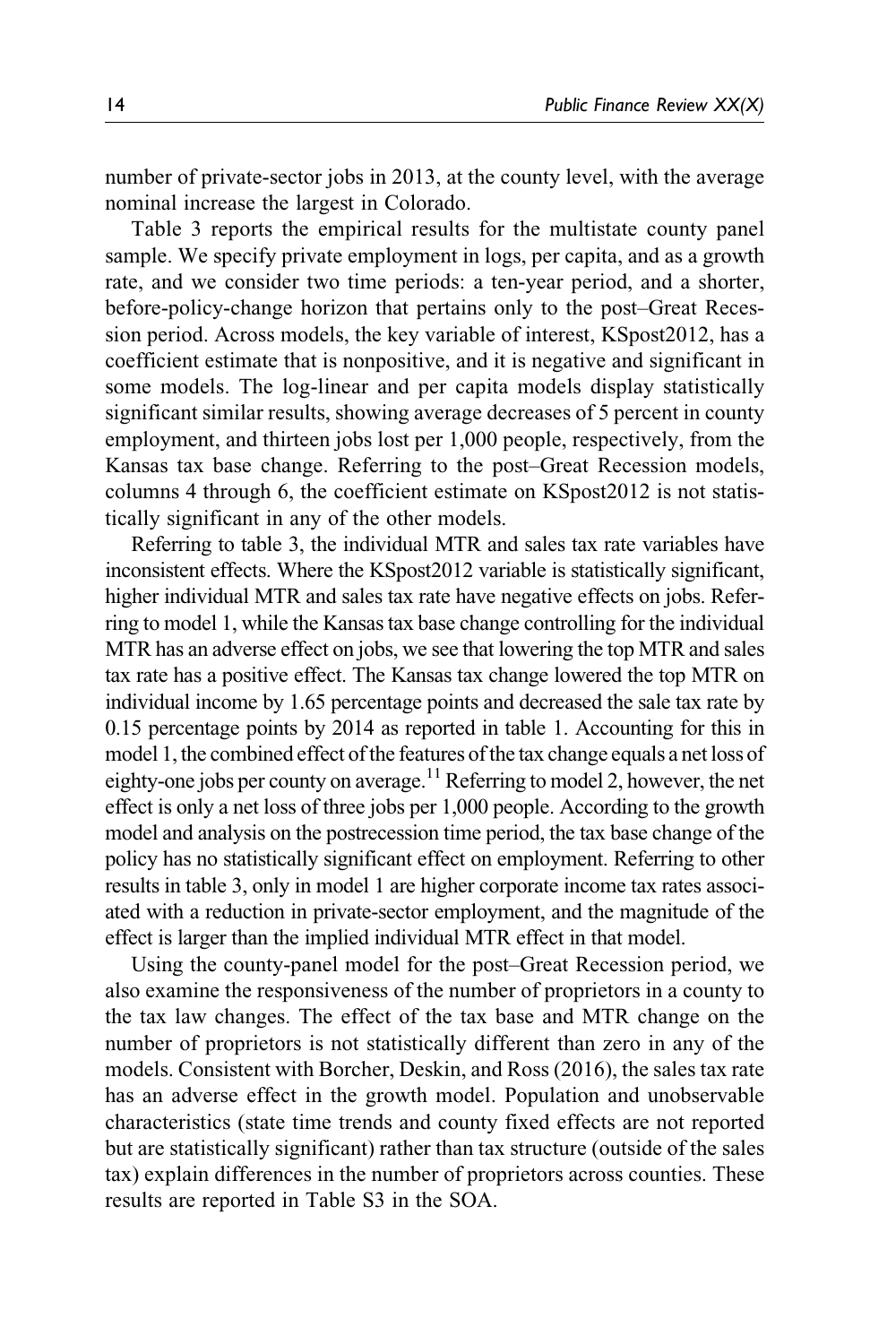number of private-sector jobs in 2013, at the county level, with the average nominal increase the largest in Colorado.

Table 3 reports the empirical results for the multistate county panel sample. We specify private employment in logs, per capita, and as a growth rate, and we consider two time periods: a ten-year period, and a shorter, before-policy-change horizon that pertains only to the post–Great Recession period. Across models, the key variable of interest, KSpost2012, has a coefficient estimate that is nonpositive, and it is negative and significant in some models. The log-linear and per capita models display statistically significant similar results, showing average decreases of 5 percent in county employment, and thirteen jobs lost per 1,000 people, respectively, from the Kansas tax base change. Referring to the post–Great Recession models, columns 4 through 6, the coefficient estimate on KSpost2012 is not statistically significant in any of the other models.

Referring to table 3, the individual MTR and sales tax rate variables have inconsistent effects. Where the KSpost2012 variable is statistically significant, higher individual MTR and sales tax rate have negative effects on jobs. Referring to model 1, while the Kansas tax base change controlling for the individual MTR has an adverse effect on jobs, we see that lowering the top MTR and sales tax rate has a positive effect. The Kansas tax change lowered the top MTR on individual income by 1.65 percentage points and decreased the sale tax rate by 0.15 percentage points by 2014 as reported in table 1. Accounting for this in model 1, the combined effect of the features of the tax change equals a net loss of eighty-one jobs per county on average.[11] Referring to model 2, however, the net effect is only a net loss of three jobs per 1,000 people. According to the growth model and analysis on the postrecession time period, the tax base change of the policy has no statistically significant effect on employment. Referring to other results in table 3, only in model 1 are higher corporate income tax rates associated with a reduction in private-sector employment, and the magnitude of the effect is larger than the implied individual MTR effect in that model.

Using the county-panel model for the post–Great Recession period, we also examine the responsiveness of the number of proprietors in a county to the tax law changes. The effect of the tax base and MTR change on the number of proprietors is not statistically different than zero in any of the models. Consistent with Borcher, Deskin, and Ross (2016), the sales tax rate has an adverse effect in the growth model. Population and unobservable characteristics (state time trends and county fixed effects are not reported but are statistically significant) rather than tax structure (outside of the sales tax) explain differences in the number of proprietors across counties. These results are reported in Table S3 in the SOA.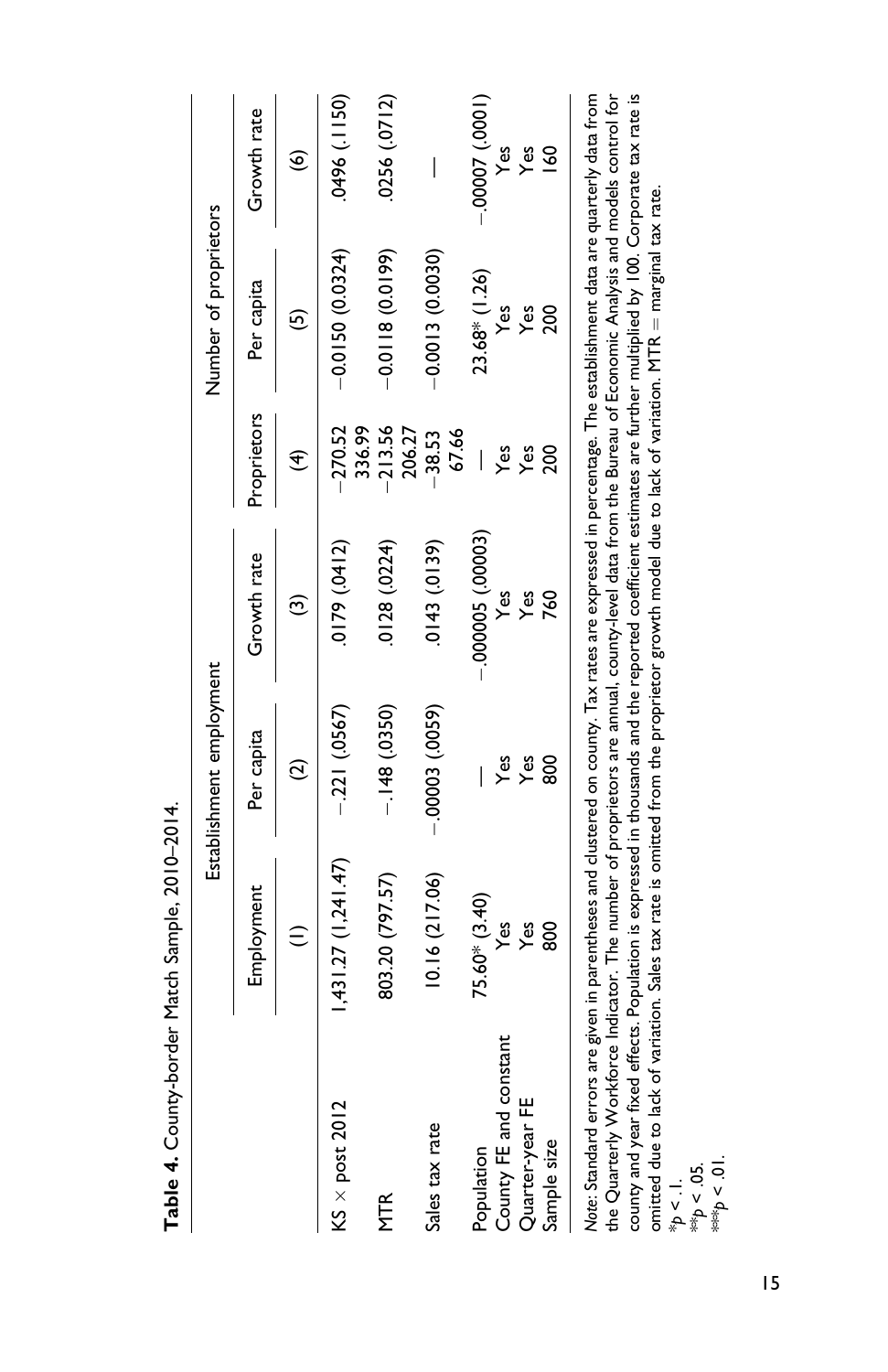**Table 4.** County-border Match Sample, 2010–2014.

| | Establishment employment | | | Number of proprietors | | |
|---|---|---|---|---|---|---|
| | Employment | Per capita | Growth rate | Proprietors | Per capita | Growth rate |
| | (1) | (2) | (3) | (4) | (5) | (6) |
| KS × post 2012 | 1,431.27 (1,241.47) | −.221 (.0567) | .0179 (.0412) | −270.52 336.99 | −0.0150 (0.0324) | .0496 (.1150) |
| MTR | 803.20 (797.57) | −.148 (.0350) | .0128 (.0224) | −213.56 206.27 | −0.0118 (0.0199) | .0256 (.0712) |
| Sales tax rate | 10.16 (217.06) | −.00003 (.0059) | .0143 (.0139) | −38.53 67.66 | −0.0013 (0.0030) | — |
| Population | 75.60* (3.40) | — | −.000005 (.00003) | — | 23.68* (1.26) | −.00007 (.0001) |
| County FE and constant | Yes | Yes | Yes | Yes | Yes | Yes |
| Quarter-year FE | Yes | Yes | Yes | Yes | Yes | Yes |
| Sample size | 800 | 800 | 760 | 200 | 200 | 160 |

*Note*: Standard errors are given in parentheses and clustered on county. Tax rates are expressed in percentage. The establishment data are quarterly data from the Quarterly Workforce Indicator. The number of proprietors are annual, county-level data from the Bureau of Economic Analysis and models control for county and year fixed effects. Population is expressed in thousands and the reported coefficient estimates are further multiplied by 100. Corporate tax rate is omitted due to lack of variation. Sales tax rate is omitted from the proprietor growth model due to lack of variation. MTR = marginal tax rate.

*$p < .1$.
**$p < .05$.
***$p < .01$.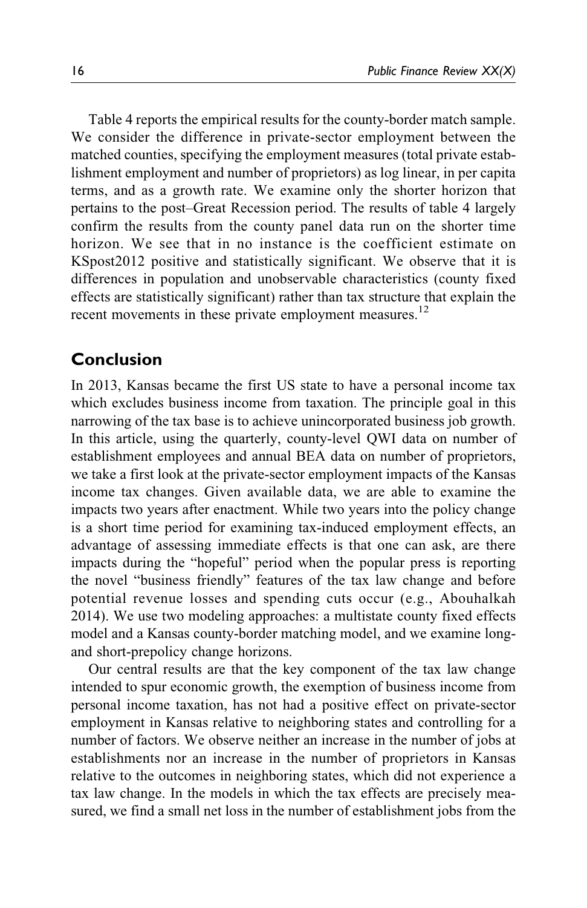Table 4 reports the empirical results for the county-border match sample. We consider the difference in private-sector employment between the matched counties, specifying the employment measures (total private establishment employment and number of proprietors) as log linear, in per capita terms, and as a growth rate. We examine only the shorter horizon that pertains to the post–Great Recession period. The results of table 4 largely confirm the results from the county panel data run on the shorter time horizon. We see that in no instance is the coefficient estimate on KSpost2012 positive and statistically significant. We observe that it is differences in population and unobservable characteristics (county fixed effects are statistically significant) rather than tax structure that explain the recent movements in these private employment measures.[12]

## Conclusion

In 2013, Kansas became the first US state to have a personal income tax which excludes business income from taxation. The principle goal in this narrowing of the tax base is to achieve unincorporated business job growth. In this article, using the quarterly, county-level QWI data on number of establishment employees and annual BEA data on number of proprietors, we take a first look at the private-sector employment impacts of the Kansas income tax changes. Given available data, we are able to examine the impacts two years after enactment. While two years into the policy change is a short time period for examining tax-induced employment effects, an advantage of assessing immediate effects is that one can ask, are there impacts during the "hopeful" period when the popular press is reporting the novel "business friendly" features of the tax law change and before potential revenue losses and spending cuts occur (e.g., Abouhalkah 2014). We use two modeling approaches: a multistate county fixed effects model and a Kansas county-border matching model, and we examine long- and short-prepolicy change horizons.

Our central results are that the key component of the tax law change intended to spur economic growth, the exemption of business income from personal income taxation, has not had a positive effect on private-sector employment in Kansas relative to neighboring states and controlling for a number of factors. We observe neither an increase in the number of jobs at establishments nor an increase in the number of proprietors in Kansas relative to the outcomes in neighboring states, which did not experience a tax law change. In the models in which the tax effects are precisely measured, we find a small net loss in the number of establishment jobs from the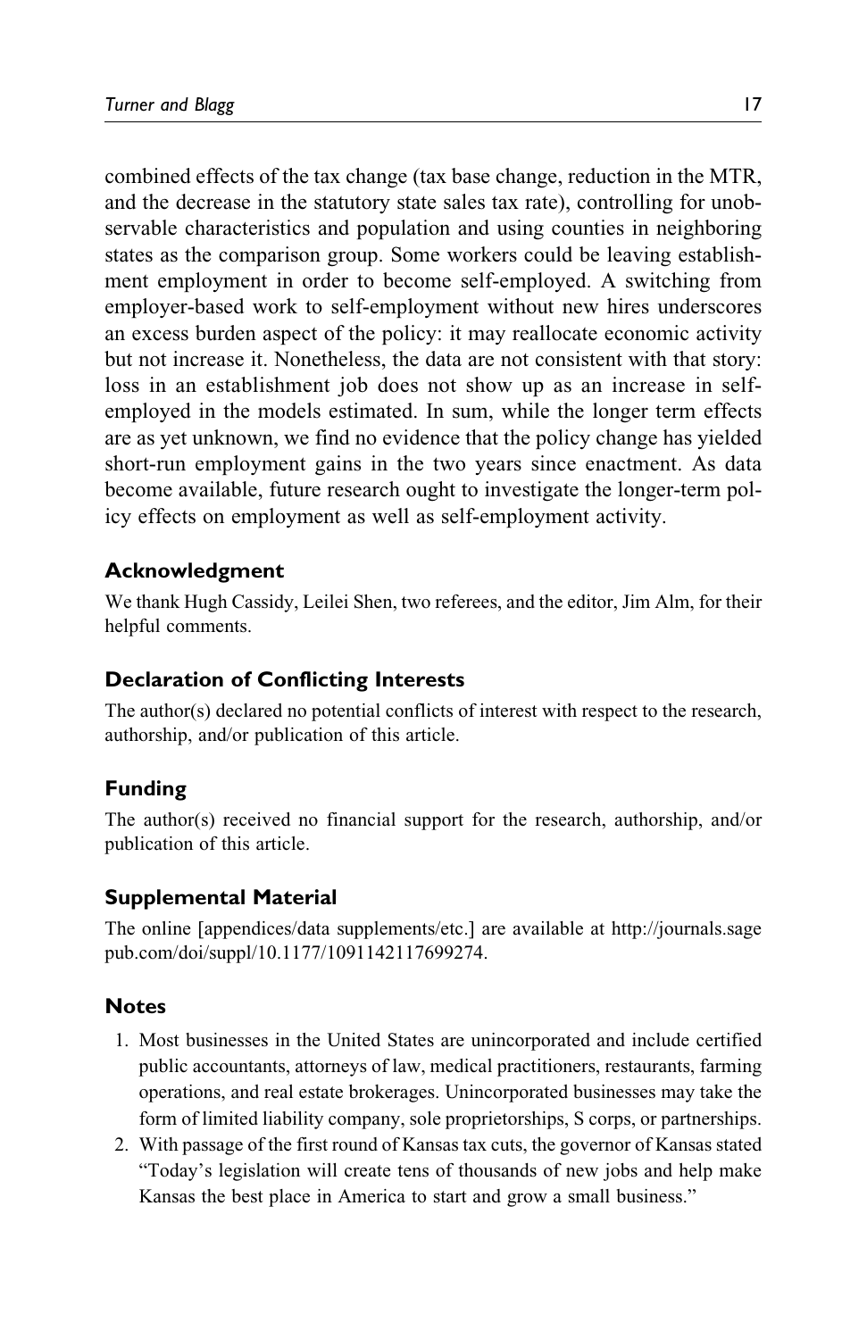combined effects of the tax change (tax base change, reduction in the MTR, and the decrease in the statutory state sales tax rate), controlling for unobservable characteristics and population and using counties in neighboring states as the comparison group. Some workers could be leaving establishment employment in order to become self-employed. A switching from employer-based work to self-employment without new hires underscores an excess burden aspect of the policy: it may reallocate economic activity but not increase it. Nonetheless, the data are not consistent with that story: loss in an establishment job does not show up as an increase in self-employed in the models estimated. In sum, while the longer term effects are as yet unknown, we find no evidence that the policy change has yielded short-run employment gains in the two years since enactment. As data become available, future research ought to investigate the longer-term policy effects on employment as well as self-employment activity.

## Acknowledgment

We thank Hugh Cassidy, Leilei Shen, two referees, and the editor, Jim Alm, for their helpful comments.

## Declaration of Conflicting Interests

The author(s) declared no potential conflicts of interest with respect to the research, authorship, and/or publication of this article.

## Funding

The author(s) received no financial support for the research, authorship, and/or publication of this article.

## Supplemental Material

The online [appendices/data supplements/etc.] are available at http://journals.sagepub.com/doi/suppl/10.1177/1091142117699274.

## Notes

1. Most businesses in the United States are unincorporated and include certified public accountants, attorneys of law, medical practitioners, restaurants, farming operations, and real estate brokerages. Unincorporated businesses may take the form of limited liability company, sole proprietorships, S corps, or partnerships.
2. With passage of the first round of Kansas tax cuts, the governor of Kansas stated "Today's legislation will create tens of thousands of new jobs and help make Kansas the best place in America to start and grow a small business."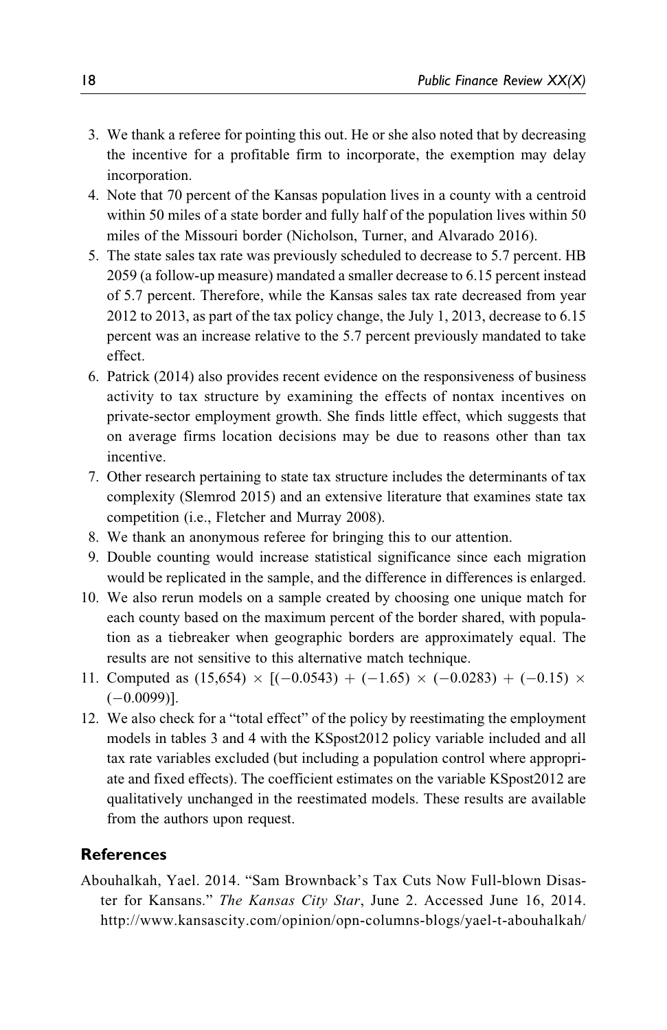3. We thank a referee for pointing this out. He or she also noted that by decreasing the incentive for a profitable firm to incorporate, the exemption may delay incorporation.
4. Note that 70 percent of the Kansas population lives in a county with a centroid within 50 miles of a state border and fully half of the population lives within 50 miles of the Missouri border (Nicholson, Turner, and Alvarado 2016).
5. The state sales tax rate was previously scheduled to decrease to 5.7 percent. HB 2059 (a follow-up measure) mandated a smaller decrease to 6.15 percent instead of 5.7 percent. Therefore, while the Kansas sales tax rate decreased from year 2012 to 2013, as part of the tax policy change, the July 1, 2013, decrease to 6.15 percent was an increase relative to the 5.7 percent previously mandated to take effect.
6. Patrick (2014) also provides recent evidence on the responsiveness of business activity to tax structure by examining the effects of nontax incentives on private-sector employment growth. She finds little effect, which suggests that on average firms location decisions may be due to reasons other than tax incentive.
7. Other research pertaining to state tax structure includes the determinants of tax complexity (Slemrod 2015) and an extensive literature that examines state tax competition (i.e., Fletcher and Murray 2008).
8. We thank an anonymous referee for bringing this to our attention.
9. Double counting would increase statistical significance since each migration would be replicated in the sample, and the difference in differences is enlarged.
10. We also rerun models on a sample created by choosing one unique match for each county based on the maximum percent of the border shared, with population as a tiebreaker when geographic borders are approximately equal. The results are not sensitive to this alternative match technique.
11. Computed as $(15{,}654) \times [(-0.0543) + (-1.65) \times (-0.0283) + (-0.15) \times (-0.0099)]$.
12. We also check for a "total effect" of the policy by reestimating the employment models in tables 3 and 4 with the KSpost2012 policy variable included and all tax rate variables excluded (but including a population control where appropriate and fixed effects). The coefficient estimates on the variable KSpost2012 are qualitatively unchanged in the reestimated models. These results are available from the authors upon request.

## References

Abouhalkah, Yael. 2014. "Sam Brownback's Tax Cuts Now Full-blown Disaster for Kansans." *The Kansas City Star*, June 2. Accessed June 16, 2014. http://www.kansascity.com/opinion/opn-columns-blogs/yael-t-abouhalkah/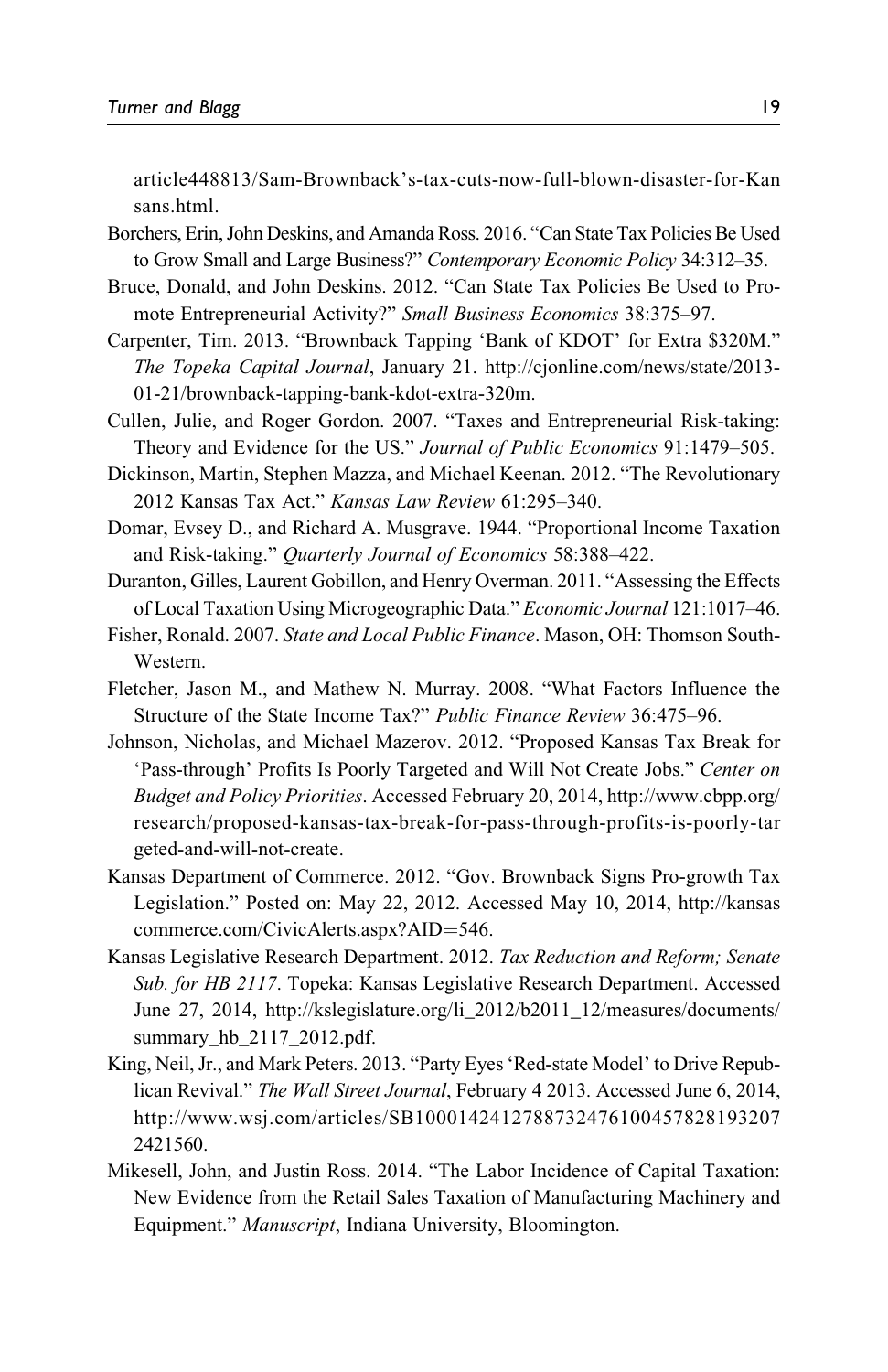article448813/Sam-Brownback's-tax-cuts-now-full-blown-disaster-for-Kansans.html.

Borchers, Erin, John Deskins, and Amanda Ross. 2016. "Can State Tax Policies Be Used to Grow Small and Large Business?" *Contemporary Economic Policy* 34:312–35.

Bruce, Donald, and John Deskins. 2012. "Can State Tax Policies Be Used to Promote Entrepreneurial Activity?" *Small Business Economics* 38:375–97.

Carpenter, Tim. 2013. "Brownback Tapping 'Bank of KDOT' for Extra $320M." *The Topeka Capital Journal*, January 21. http://cjonline.com/news/state/2013-01-21/brownback-tapping-bank-kdot-extra-320m.

Cullen, Julie, and Roger Gordon. 2007. "Taxes and Entrepreneurial Risk-taking: Theory and Evidence for the US." *Journal of Public Economics* 91:1479–505.

Dickinson, Martin, Stephen Mazza, and Michael Keenan. 2012. "The Revolutionary 2012 Kansas Tax Act." *Kansas Law Review* 61:295–340.

Domar, Evsey D., and Richard A. Musgrave. 1944. "Proportional Income Taxation and Risk-taking." *Quarterly Journal of Economics* 58:388–422.

Duranton, Gilles, Laurent Gobillon, and Henry Overman. 2011. "Assessing the Effects of Local Taxation Using Microgeographic Data." *Economic Journal* 121:1017–46.

Fisher, Ronald. 2007. *State and Local Public Finance*. Mason, OH: Thomson South-Western.

Fletcher, Jason M., and Mathew N. Murray. 2008. "What Factors Influence the Structure of the State Income Tax?" *Public Finance Review* 36:475–96.

Johnson, Nicholas, and Michael Mazerov. 2012. "Proposed Kansas Tax Break for 'Pass-through' Profits Is Poorly Targeted and Will Not Create Jobs." *Center on Budget and Policy Priorities*. Accessed February 20, 2014, http://www.cbpp.org/research/proposed-kansas-tax-break-for-pass-through-profits-is-poorly-targeted-and-will-not-create.

Kansas Department of Commerce. 2012. "Gov. Brownback Signs Pro-growth Tax Legislation." Posted on: May 22, 2012. Accessed May 10, 2014, http://kansascommerce.com/CivicAlerts.aspx?AID=546.

Kansas Legislative Research Department. 2012. *Tax Reduction and Reform; Senate Sub. for HB 2117*. Topeka: Kansas Legislative Research Department. Accessed June 27, 2014, http://kslegislature.org/li_2012/b2011_12/measures/documents/summary_hb_2117_2012.pdf.

King, Neil, Jr., and Mark Peters. 2013. "Party Eyes 'Red-state Model' to Drive Republican Revival." *The Wall Street Journal*, February 4 2013. Accessed June 6, 2014, http://www.wsj.com/articles/SB10001424127887324761004578281932072421560.

Mikesell, John, and Justin Ross. 2014. "The Labor Incidence of Capital Taxation: New Evidence from the Retail Sales Taxation of Manufacturing Machinery and Equipment." *Manuscript*, Indiana University, Bloomington.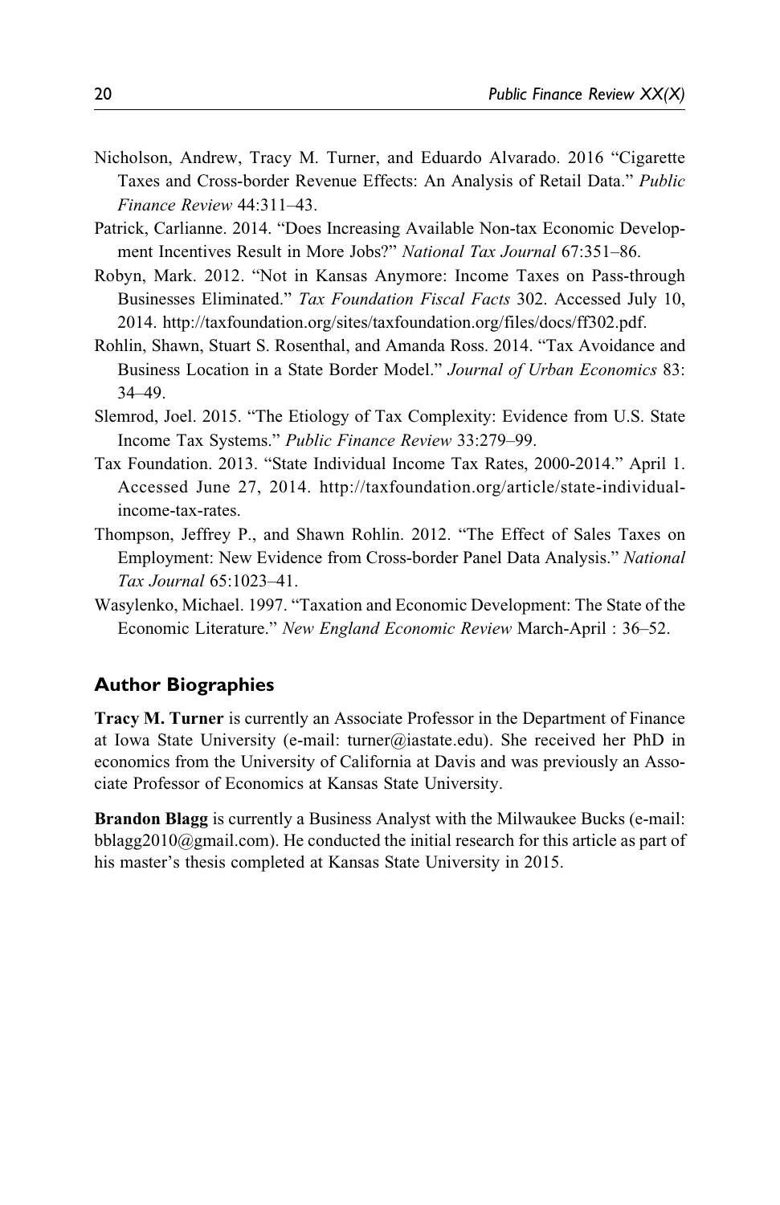Nicholson, Andrew, Tracy M. Turner, and Eduardo Alvarado. 2016 "Cigarette Taxes and Cross-border Revenue Effects: An Analysis of Retail Data." *Public Finance Review* 44:311–43.

Patrick, Carlianne. 2014. "Does Increasing Available Non-tax Economic Development Incentives Result in More Jobs?" *National Tax Journal* 67:351–86.

Robyn, Mark. 2012. "Not in Kansas Anymore: Income Taxes on Pass-through Businesses Eliminated." *Tax Foundation Fiscal Facts* 302. Accessed July 10, 2014. http://taxfoundation.org/sites/taxfoundation.org/files/docs/ff302.pdf.

Rohlin, Shawn, Stuart S. Rosenthal, and Amanda Ross. 2014. "Tax Avoidance and Business Location in a State Border Model." *Journal of Urban Economics* 83: 34–49.

Slemrod, Joel. 2015. "The Etiology of Tax Complexity: Evidence from U.S. State Income Tax Systems." *Public Finance Review* 33:279–99.

Tax Foundation. 2013. "State Individual Income Tax Rates, 2000-2014." April 1. Accessed June 27, 2014. http://taxfoundation.org/article/state-individual-income-tax-rates.

Thompson, Jeffrey P., and Shawn Rohlin. 2012. "The Effect of Sales Taxes on Employment: New Evidence from Cross-border Panel Data Analysis." *National Tax Journal* 65:1023–41.

Wasylenko, Michael. 1997. "Taxation and Economic Development: The State of the Economic Literature." *New England Economic Review* March-April : 36–52.

## Author Biographies

**Tracy M. Turner** is currently an Associate Professor in the Department of Finance at Iowa State University (e-mail: turner@iastate.edu). She received her PhD in economics from the University of California at Davis and was previously an Associate Professor of Economics at Kansas State University.

**Brandon Blagg** is currently a Business Analyst with the Milwaukee Bucks (e-mail: bblagg2010@gmail.com). He conducted the initial research for this article as part of his master's thesis completed at Kansas State University in 2015.